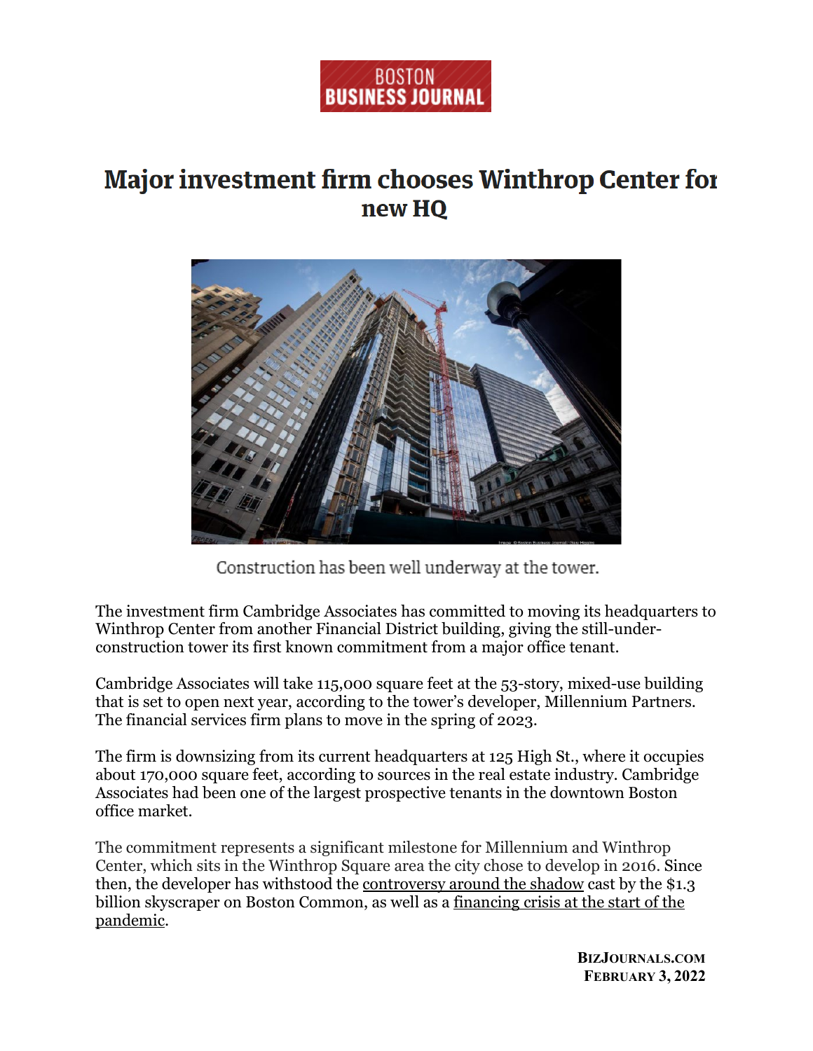BOSTON BUSINESS JOURNAL

# Major investment firm chooses Winthrop Center for new HQ

Construction has been well underway at the tower.

The investment firm Cambridge Associates has committed to moving its headquarters to Winthrop Center from another Financial District building, giving the still-under-construction tower its first known commitment from a major office tenant.

Cambridge Associates will take 115,000 square feet at the 53-story, mixed-use building that is set to open next year, according to the tower's developer, Millennium Partners. The financial services firm plans to move in the spring of 2023.

The firm is downsizing from its current headquarters at 125 High St., where it occupies about 170,000 square feet, according to sources in the real estate industry. Cambridge Associates had been one of the largest prospective tenants in the downtown Boston office market.

The commitment represents a significant milestone for Millennium and Winthrop Center, which sits in the Winthrop Square area the city chose to develop in 2016. Since then, the developer has withstood the controversy around the shadow cast by the $1.3 billion skyscraper on Boston Common, as well as a financing crisis at the start of the pandemic.

**BizJournals.com**
**February 3, 2022**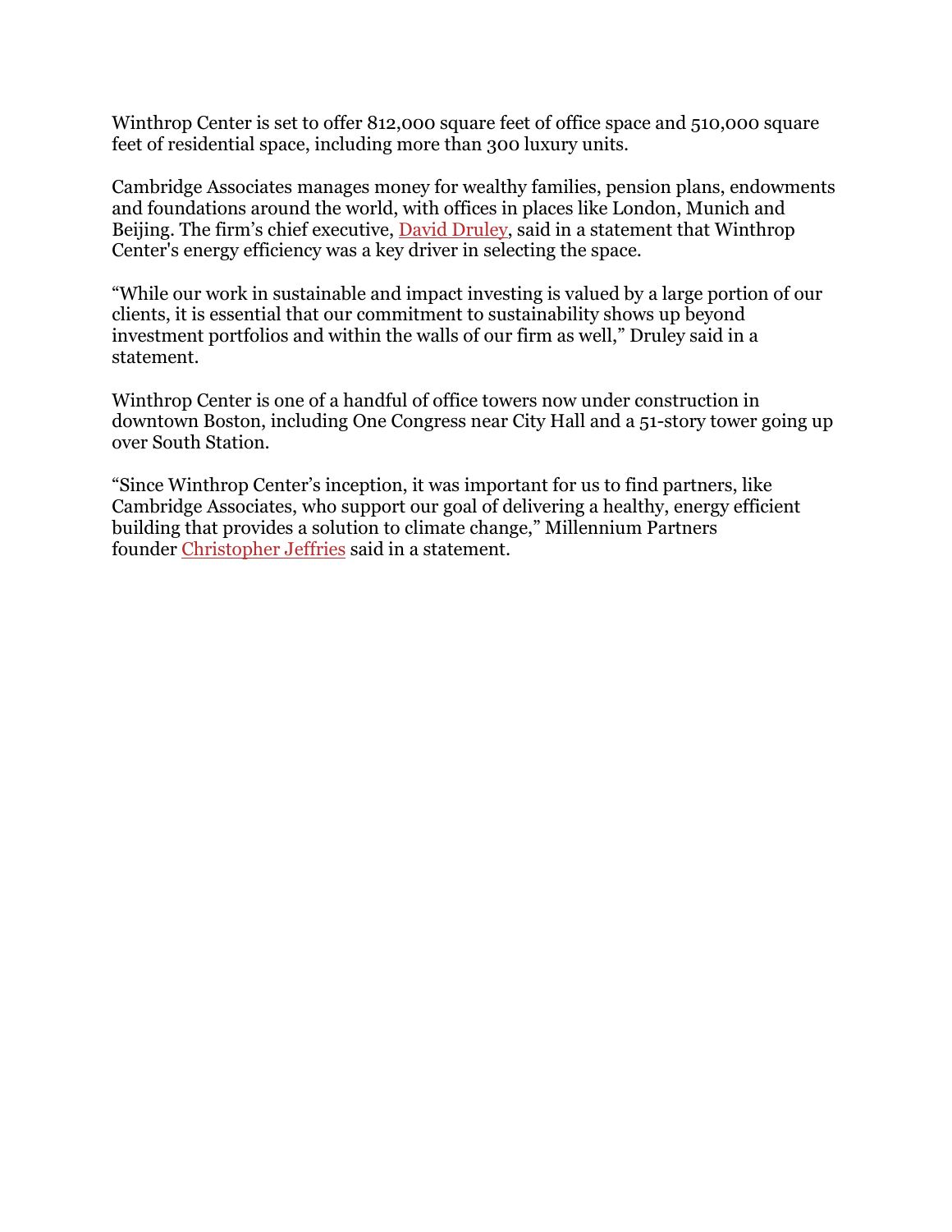Winthrop Center is set to offer 812,000 square feet of office space and 510,000 square feet of residential space, including more than 300 luxury units.

Cambridge Associates manages money for wealthy families, pension plans, endowments and foundations around the world, with offices in places like London, Munich and Beijing. The firm's chief executive, David Druley, said in a statement that Winthrop Center's energy efficiency was a key driver in selecting the space.

"While our work in sustainable and impact investing is valued by a large portion of our clients, it is essential that our commitment to sustainability shows up beyond investment portfolios and within the walls of our firm as well," Druley said in a statement.

Winthrop Center is one of a handful of office towers now under construction in downtown Boston, including One Congress near City Hall and a 51-story tower going up over South Station.

"Since Winthrop Center's inception, it was important for us to find partners, like Cambridge Associates, who support our goal of delivering a healthy, energy efficient building that provides a solution to climate change," Millennium Partners founder Christopher Jeffries said in a statement.